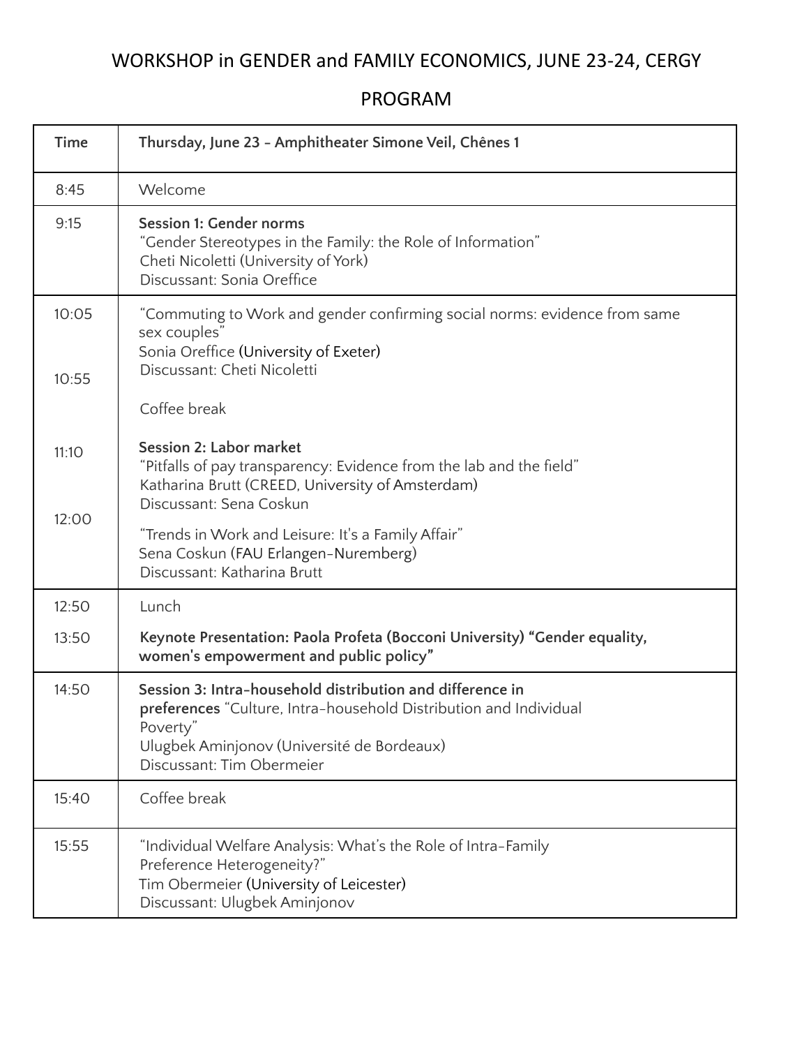# WORKSHOP in GENDER and FAMILY ECONOMICS, JUNE 23-24, CERGY

## PROGRAM

| Time | Thursday, June 23 - Amphitheater Simone Veil, Chênes 1 |
|---|---|
| 8:45 | Welcome |
| 9:15 | **Session 1: Gender norms**<br>"Gender Stereotypes in the Family: the Role of Information"<br>Cheti Nicoletti (University of York)<br>Discussant: Sonia Oreffice |
| 10:05 | "Commuting to Work and gender confirming social norms: evidence from same sex couples"<br>Sonia Oreffice (University of Exeter)<br>Discussant: Cheti Nicoletti |
| 10:55 | Coffee break |
| 11:10 | **Session 2: Labor market**<br>"Pitfalls of pay transparency: Evidence from the lab and the field"<br>Katharina Brutt (CREED, University of Amsterdam)<br>Discussant: Sena Coskun |
| 12:00 | "Trends in Work and Leisure: It's a Family Affair"<br>Sena Coskun (FAU Erlangen-Nuremberg)<br>Discussant: Katharina Brutt |
| 12:50 | Lunch |
| 13:50 | **Keynote Presentation: Paola Profeta (Bocconi University) "Gender equality, women's empowerment and public policy"** |
| 14:50 | **Session 3: Intra-household distribution and difference in preferences** "Culture, Intra-household Distribution and Individual Poverty"<br>Ulugbek Aminjonov (Université de Bordeaux)<br>Discussant: Tim Obermeier |
| 15:40 | Coffee break |
| 15:55 | "Individual Welfare Analysis: What's the Role of Intra-Family Preference Heterogeneity?"<br>Tim Obermeier (University of Leicester)<br>Discussant: Ulugbek Aminjonov |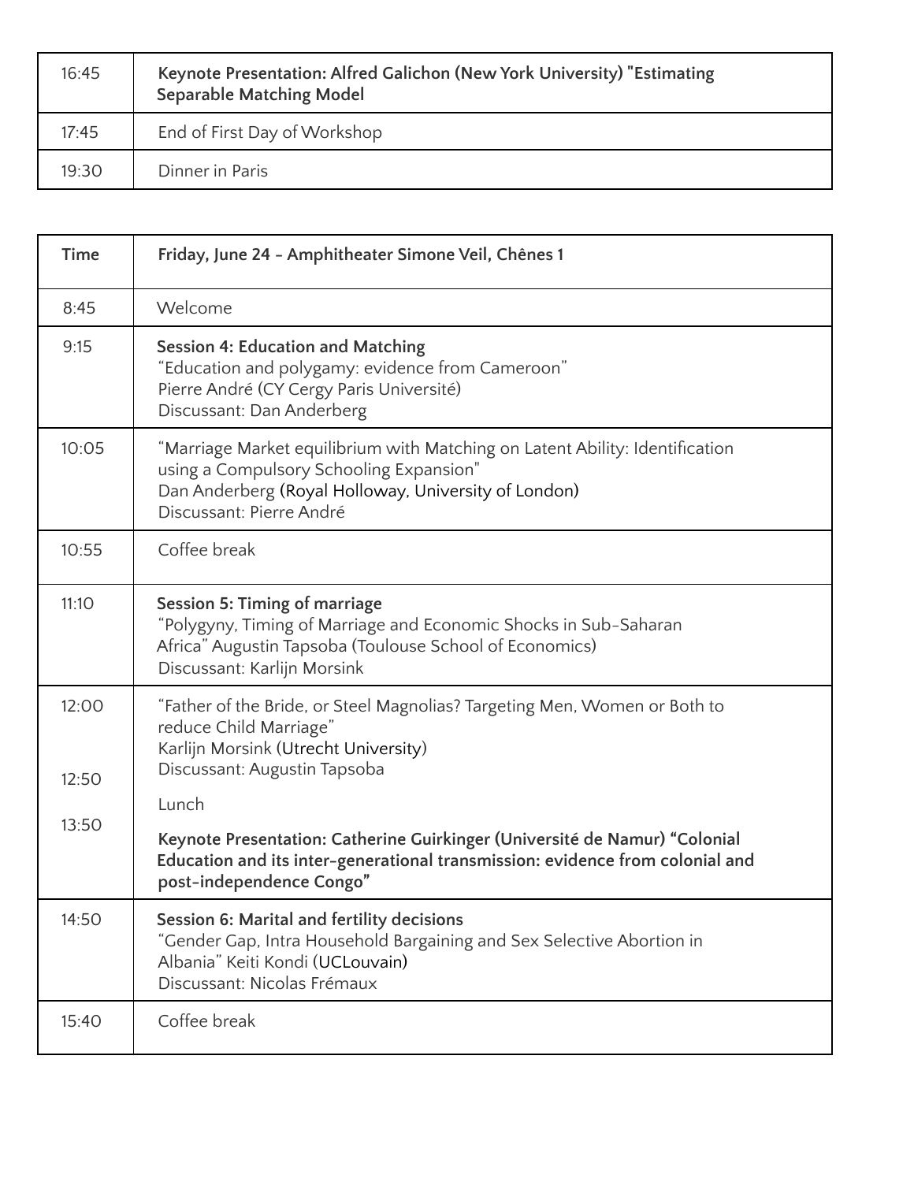| | |
|---|---|
| 16:45 | **Keynote Presentation: Alfred Galichon (New York University) "Estimating Separable Matching Model** |
| 17:45 | End of First Day of Workshop |
| 19:30 | Dinner in Paris |

| Time | Friday, June 24 - Amphitheater Simone Veil, Chênes 1 |
|---|---|
| 8:45 | Welcome |
| 9:15 | **Session 4: Education and Matching**<br>“Education and polygamy: evidence from Cameroon”<br>Pierre André (CY Cergy Paris Université)<br>Discussant: Dan Anderberg |
| 10:05 | “Marriage Market equilibrium with Matching on Latent Ability: Identification using a Compulsory Schooling Expansion"<br>Dan Anderberg (Royal Holloway, University of London)<br>Discussant: Pierre André |
| 10:55 | Coffee break |
| 11:10 | **Session 5: Timing of marriage**<br>“Polygyny, Timing of Marriage and Economic Shocks in Sub-Saharan Africa” Augustin Tapsoba (Toulouse School of Economics)<br>Discussant: Karlijn Morsink |
| 12:00 | “Father of the Bride, or Steel Magnolias? Targeting Men, Women or Both to reduce Child Marriage”<br>Karlijn Morsink (Utrecht University)<br>Discussant: Augustin Tapsoba |
| 12:50 | Lunch |
| 13:50 | **Keynote Presentation: Catherine Guirkinger (Université de Namur) “Colonial Education and its inter-generational transmission: evidence from colonial and post-independence Congo”** |
| 14:50 | **Session 6: Marital and fertility decisions**<br>“Gender Gap, Intra Household Bargaining and Sex Selective Abortion in Albania” Keiti Kondi (UCLouvain)<br>Discussant: Nicolas Frémaux |
| 15:40 | Coffee break |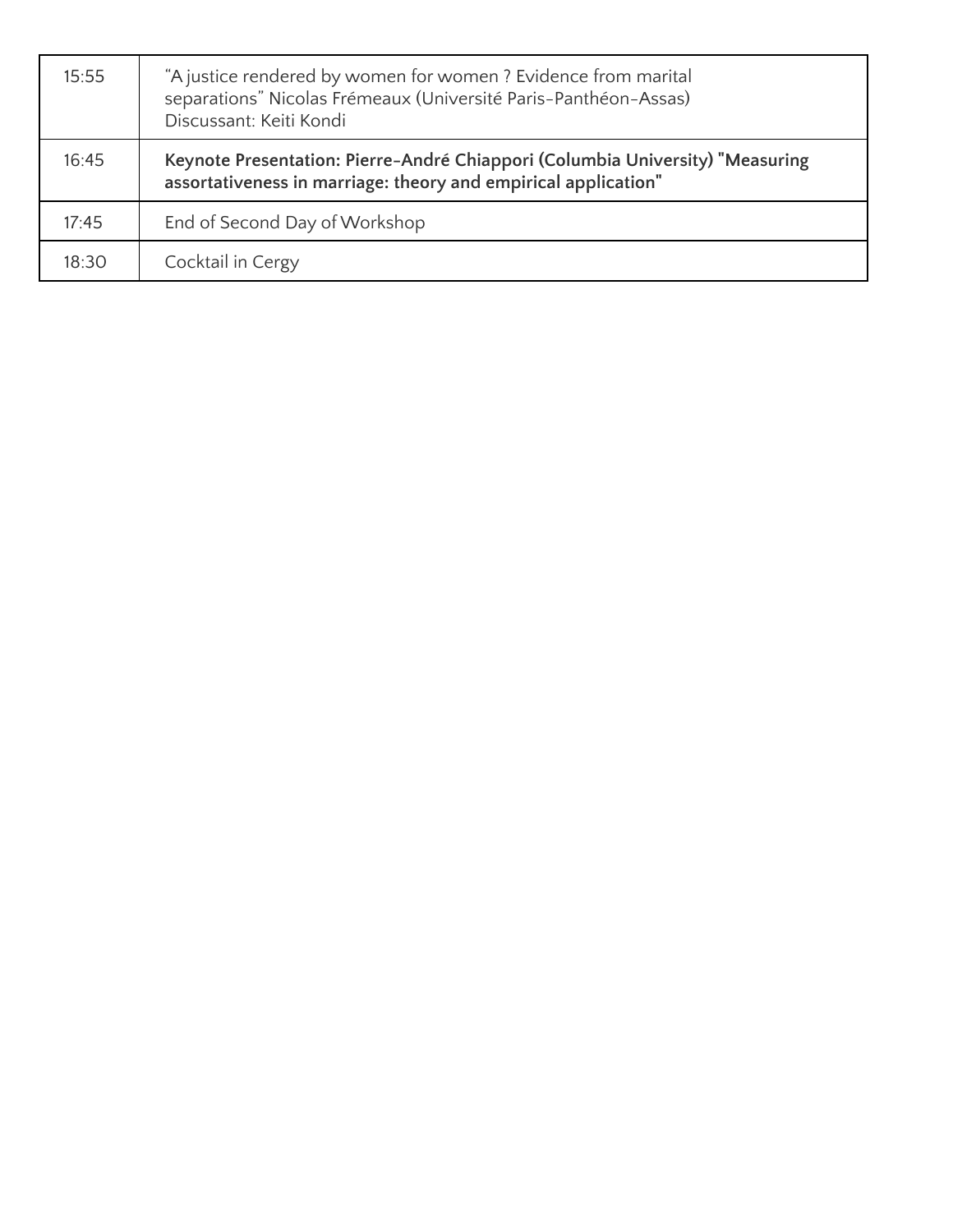| | |
|---|---|
| 15:55 | "A justice rendered by women for women ? Evidence from marital separations" Nicolas Frémeaux (Université Paris-Panthéon-Assas)<br>Discussant: Keiti Kondi |
| 16:45 | **Keynote Presentation: Pierre-André Chiappori (Columbia University) "Measuring assortativeness in marriage: theory and empirical application"** |
| 17:45 | End of Second Day of Workshop |
| 18:30 | Cocktail in Cergy |